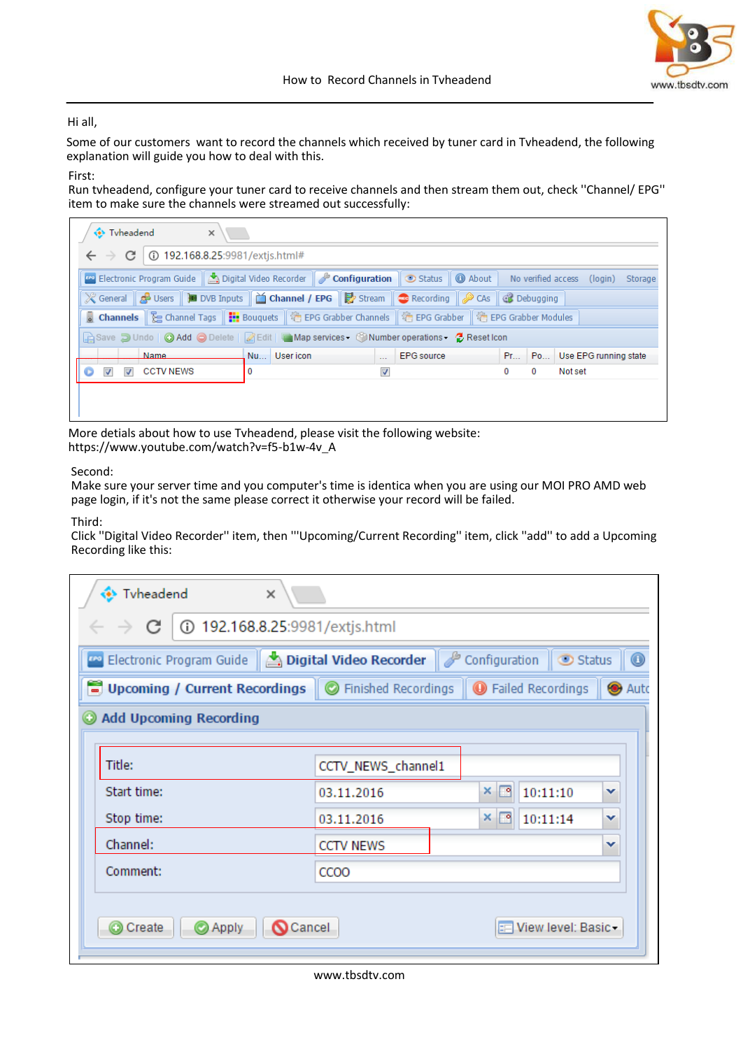How to Record Channels in Tvheadend

Hi all,

Some of our customers want to record the channels which received by tuner card in Tvheadend, the following explanation will guide you how to deal with this.

First:
Run tvheadend, configure your tuner card to receive channels and then stream them out, check "Channel/ EPG" item to make sure the channels were streamed out successfully:

More detials about how to use Tvheadend, please visit the following website:
https://www.youtube.com/watch?v=f5-b1w-4v_A

Second:
Make sure your server time and you computer's time is identica when you are using our MOI PRO AMD web page login, if it's not the same please correct it otherwise your record will be failed.

Third:
Click "Digital Video Recorder" item, then "'Upcoming/Current Recording" item, click "add" to add a Upcoming Recording like this:

www.tbsdtv.com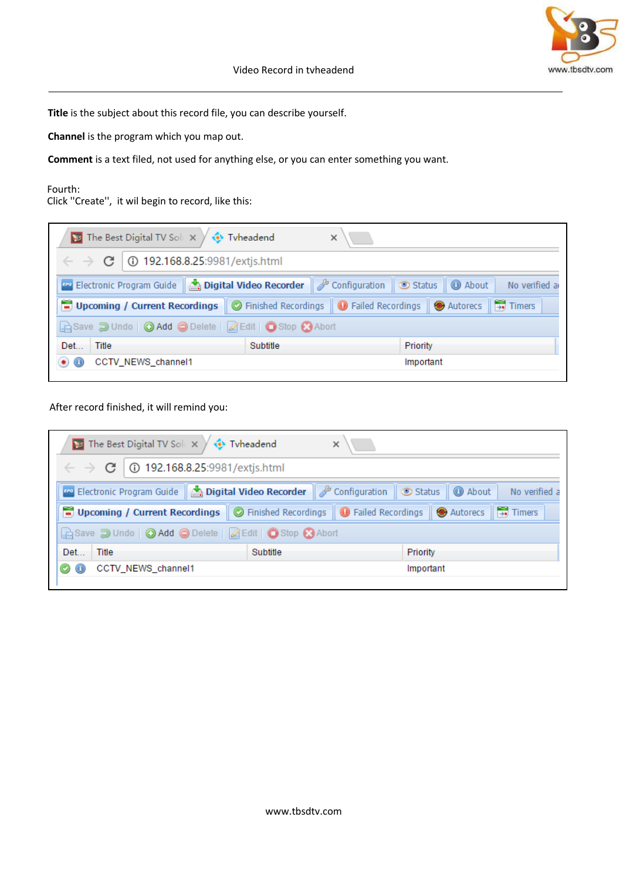**Title** is the subject about this record file, you can describe yourself.

**Channel** is the program which you map out.

**Comment** is a text filed, not used for anything else, or you can enter something you want.

Fourth:
Click "Create", it wil begin to record, like this:

After record finished, it will remind you: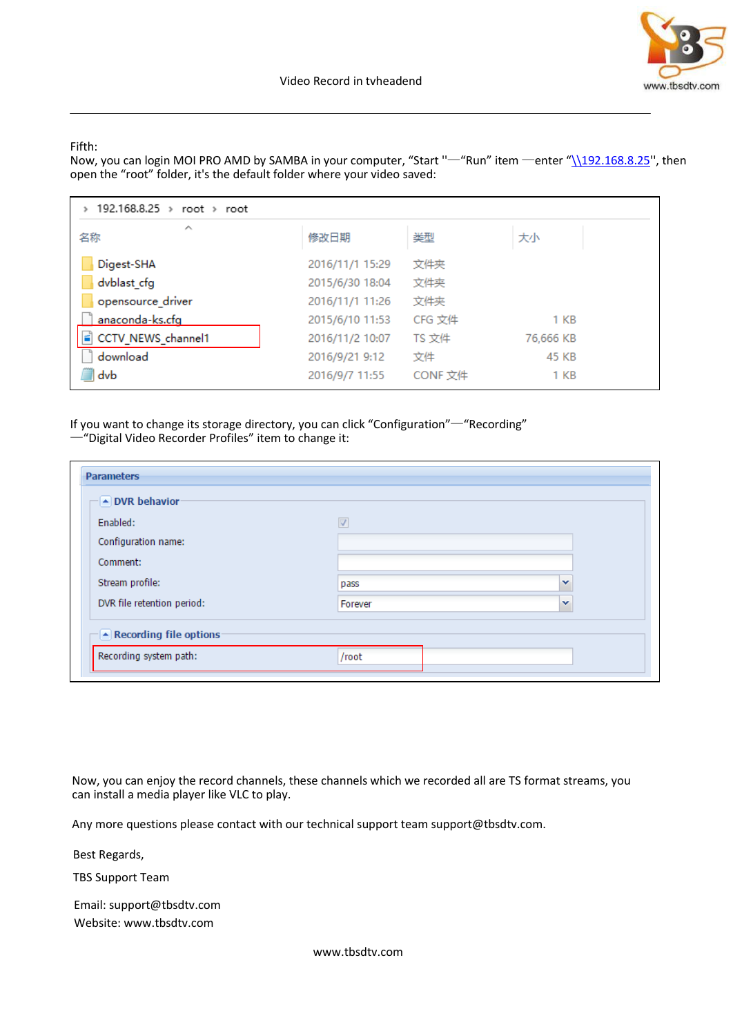Fifth:

Now, you can login MOI PRO AMD by SAMBA in your computer, “Start ''—“Run” item —enter “\\192.168.8.25'', then open the “root” folder, it's the default folder where your video saved:

› 192.168.8.25 › root › root

| 名称 | 修改日期 | 类型 | 大小 |
|---|---|---|---|
| Digest-SHA | 2016/11/1 15:29 | 文件夹 | |
| dvblast_cfg | 2015/6/30 18:04 | 文件夹 | |
| opensource_driver | 2016/11/1 11:26 | 文件夹 | |
| anaconda-ks.cfg | 2015/6/10 11:53 | CFG 文件 | 1 KB |
| CCTV_NEWS_channel1 | 2016/11/2 10:07 | TS 文件 | 76,666 KB |
| download | 2016/9/21 9:12 | 文件 | 45 KB |
| dvb | 2016/9/7 11:55 | CONF 文件 | 1 KB |

If you want to change its storage directory, you can click “Configuration”—“Recording” —“Digital Video Recorder Profiles” item to change it:

**Parameters**

**DVR behavior**

| | |
|---|---|
| Enabled: | ☑ |
| Configuration name: | |
| Comment: | |
| Stream profile: | pass |
| DVR file retention period: | Forever |

**Recording file options**

| | |
|---|---|
| Recording system path: | /root |

Now, you can enjoy the record channels, these channels which we recorded all are TS format streams, you can install a media player like VLC to play.

Any more questions please contact with our technical support team support@tbsdtv.com.

Best Regards,

TBS Support Team

Email: support@tbsdtv.com

Website: www.tbsdtv.com